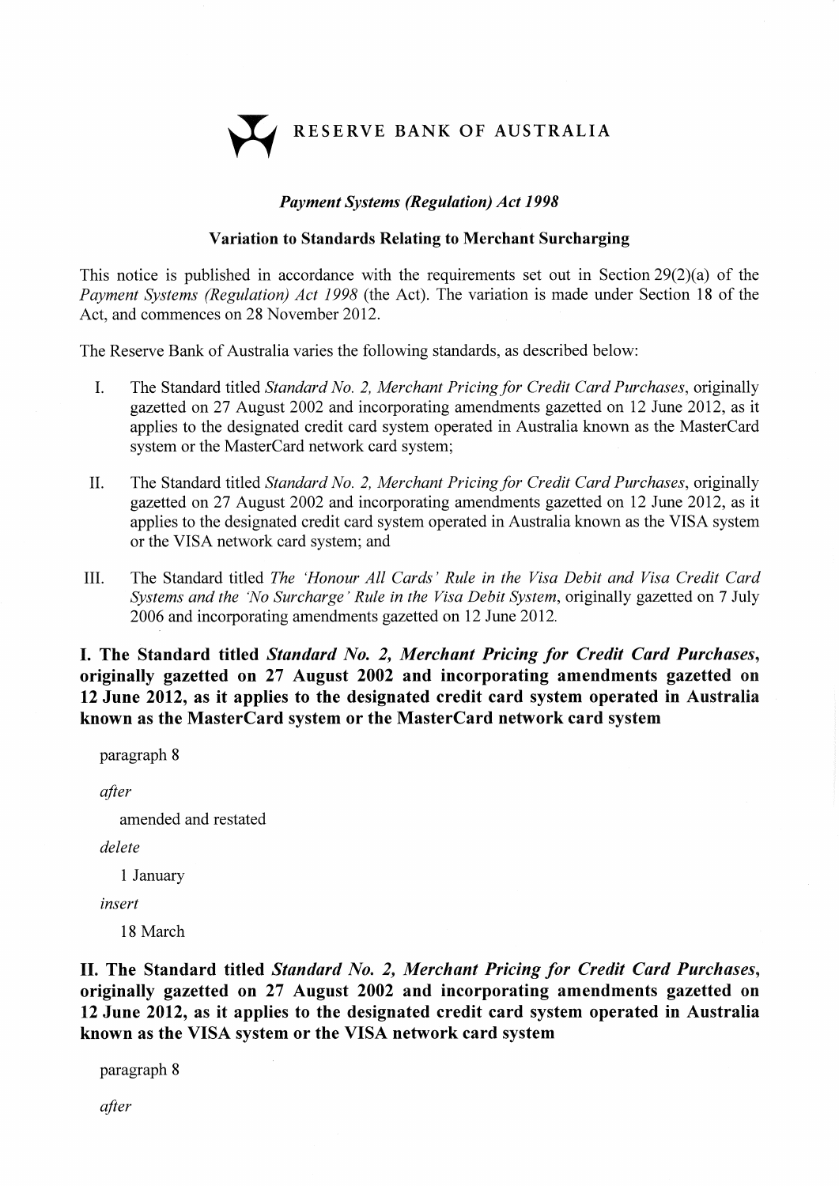RESERVE BANK OF AUSTRALIA

*Payment Systems (Regulation) Act 1998*

**Variation to Standards Relating to Merchant Surcharging**

This notice is published in accordance with the requirements set out in Section 29(2)(a) of the *Payment Systems (Regulation) Act 1998* (the Act). The variation is made under Section 18 of the Act, and commences on 28 November 2012.

The Reserve Bank of Australia varies the following standards, as described below:

I. The Standard titled *Standard No. 2, Merchant Pricing for Credit Card Purchases*, originally gazetted on 27 August 2002 and incorporating amendments gazetted on 12 June 2012, as it applies to the designated credit card system operated in Australia known as the MasterCard system or the MasterCard network card system;

II. The Standard titled *Standard No. 2, Merchant Pricing for Credit Card Purchases*, originally gazetted on 27 August 2002 and incorporating amendments gazetted on 12 June 2012, as it applies to the designated credit card system operated in Australia known as the VISA system or the VISA network card system; and

III. The Standard titled *The 'Honour All Cards' Rule in the Visa Debit and Visa Credit Card Systems and the 'No Surcharge' Rule in the Visa Debit System*, originally gazetted on 7 July 2006 and incorporating amendments gazetted on 12 June 2012.

## I. The Standard titled *Standard No. 2, Merchant Pricing for Credit Card Purchases*, originally gazetted on 27 August 2002 and incorporating amendments gazetted on 12 June 2012, as it applies to the designated credit card system operated in Australia known as the MasterCard system or the MasterCard network card system

paragraph 8

*after*

amended and restated

*delete*

1 January

*insert*

18 March

## II. The Standard titled *Standard No. 2, Merchant Pricing for Credit Card Purchases*, originally gazetted on 27 August 2002 and incorporating amendments gazetted on 12 June 2012, as it applies to the designated credit card system operated in Australia known as the VISA system or the VISA network card system

paragraph 8

*after*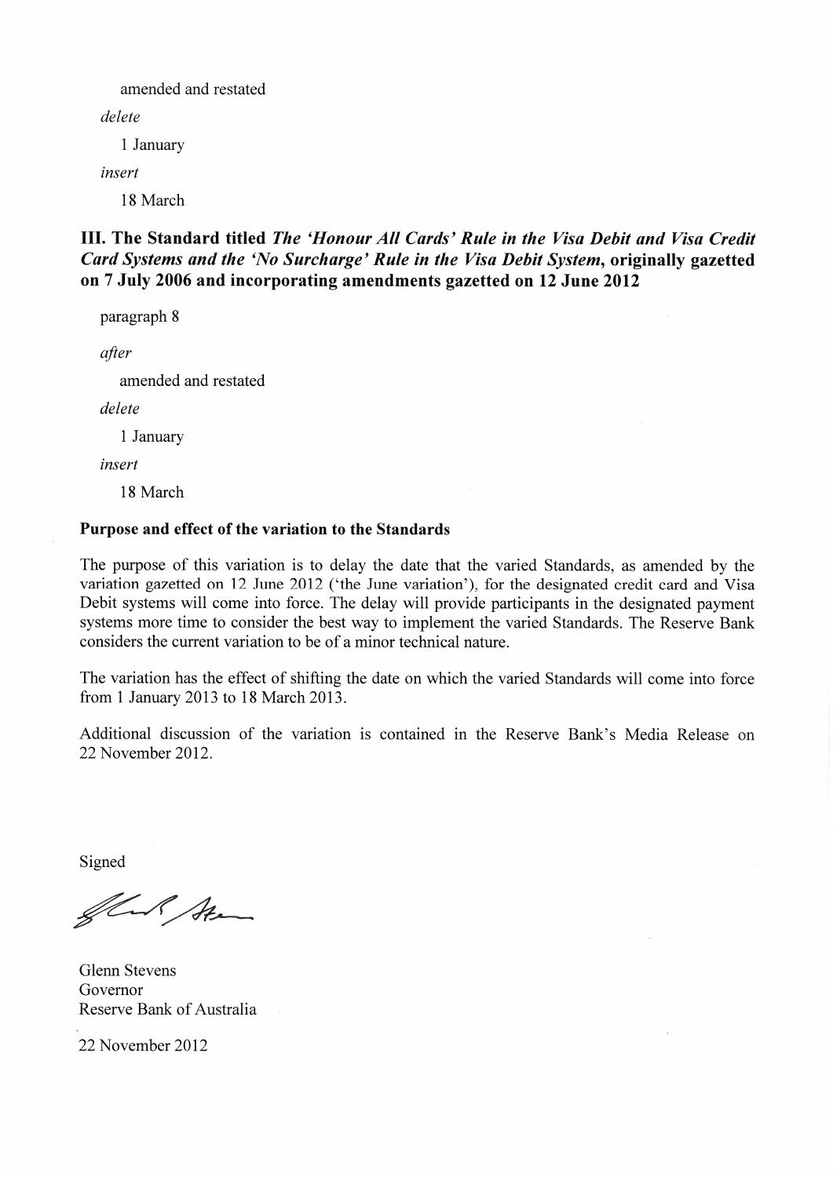amended and restated

*delete*

1 January

*insert*

18 March

### III. The Standard titled *The 'Honour All Cards' Rule in the Visa Debit and Visa Credit Card Systems and the 'No Surcharge' Rule in the Visa Debit System*, originally gazetted on 7 July 2006 and incorporating amendments gazetted on 12 June 2012

paragraph 8

*after*

amended and restated

*delete*

1 January

*insert*

18 March

**Purpose and effect of the variation to the Standards**

The purpose of this variation is to delay the date that the varied Standards, as amended by the variation gazetted on 12 June 2012 ('the June variation'), for the designated credit card and Visa Debit systems will come into force. The delay will provide participants in the designated payment systems more time to consider the best way to implement the varied Standards. The Reserve Bank considers the current variation to be of a minor technical nature.

The variation has the effect of shifting the date on which the varied Standards will come into force from 1 January 2013 to 18 March 2013.

Additional discussion of the variation is contained in the Reserve Bank's Media Release on 22 November 2012.

Signed

Glenn Stevens
Governor
Reserve Bank of Australia

22 November 2012